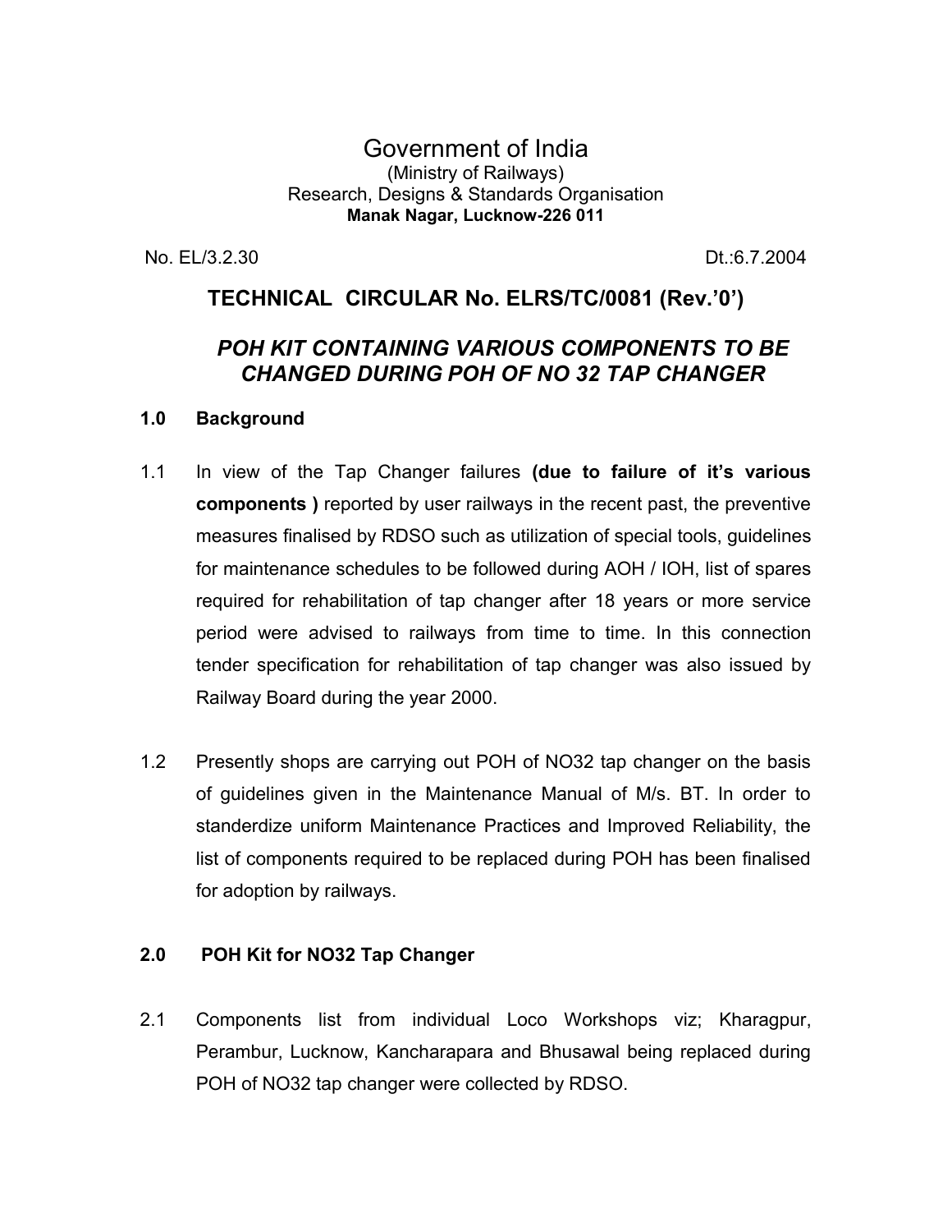# Government of India

(Ministry of Railways)
Research, Designs & Standards Organisation
**Manak Nagar, Lucknow-226 011**

No. EL/3.2.30 Dt.:6.7.2004

## TECHNICAL CIRCULAR No. ELRS/TC/0081 (Rev.'0')

## *POH KIT CONTAINING VARIOUS COMPONENTS TO BE CHANGED DURING POH OF NO 32 TAP CHANGER*

### 1.0 Background

1.1 In view of the Tap Changer failures **(due to failure of it's various components )** reported by user railways in the recent past, the preventive measures finalised by RDSO such as utilization of special tools, guidelines for maintenance schedules to be followed during AOH / IOH, list of spares required for rehabilitation of tap changer after 18 years or more service period were advised to railways from time to time. In this connection tender specification for rehabilitation of tap changer was also issued by Railway Board during the year 2000.

1.2 Presently shops are carrying out POH of NO32 tap changer on the basis of guidelines given in the Maintenance Manual of M/s. BT. In order to standerdize uniform Maintenance Practices and Improved Reliability, the list of components required to be replaced during POH has been finalised for adoption by railways.

### 2.0 POH Kit for NO32 Tap Changer

2.1 Components list from individual Loco Workshops viz; Kharagpur, Perambur, Lucknow, Kancharapara and Bhusawal being replaced during POH of NO32 tap changer were collected by RDSO.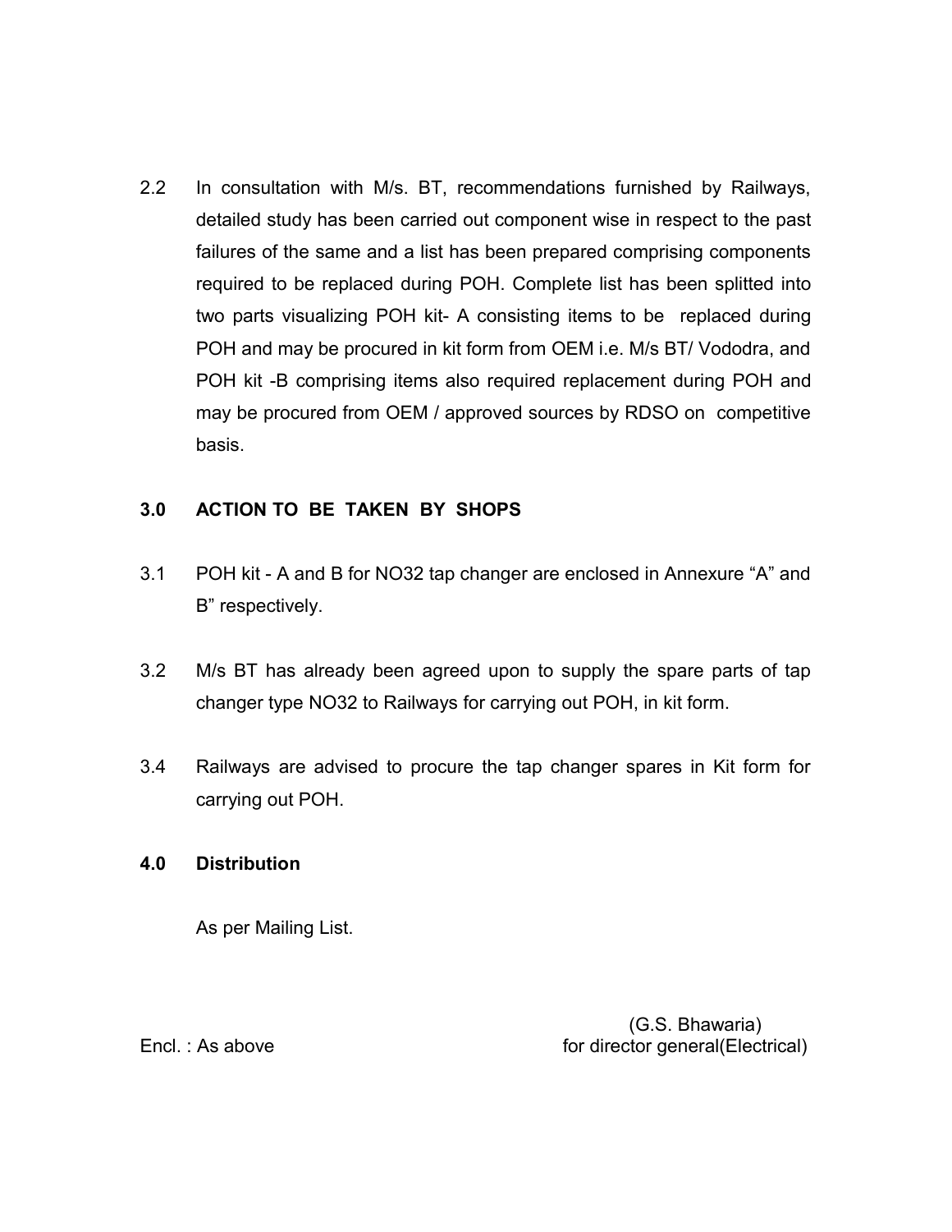2.2 In consultation with M/s. BT, recommendations furnished by Railways, detailed study has been carried out component wise in respect to the past failures of the same and a list has been prepared comprising components required to be replaced during POH. Complete list has been splitted into two parts visualizing POH kit- A consisting items to be replaced during POH and may be procured in kit form from OEM i.e. M/s BT/ Vododra, and POH kit -B comprising items also required replacement during POH and may be procured from OEM / approved sources by RDSO on competitive basis.

## 3.0 ACTION TO BE TAKEN BY SHOPS

3.1 POH kit - A and B for NO32 tap changer are enclosed in Annexure "A" and B" respectively.

3.2 M/s BT has already been agreed upon to supply the spare parts of tap changer type NO32 to Railways for carrying out POH, in kit form.

3.4 Railways are advised to procure the tap changer spares in Kit form for carrying out POH.

## 4.0 Distribution

As per Mailing List.

(G.S. Bhawaria)
for director general(Electrical)

Encl. : As above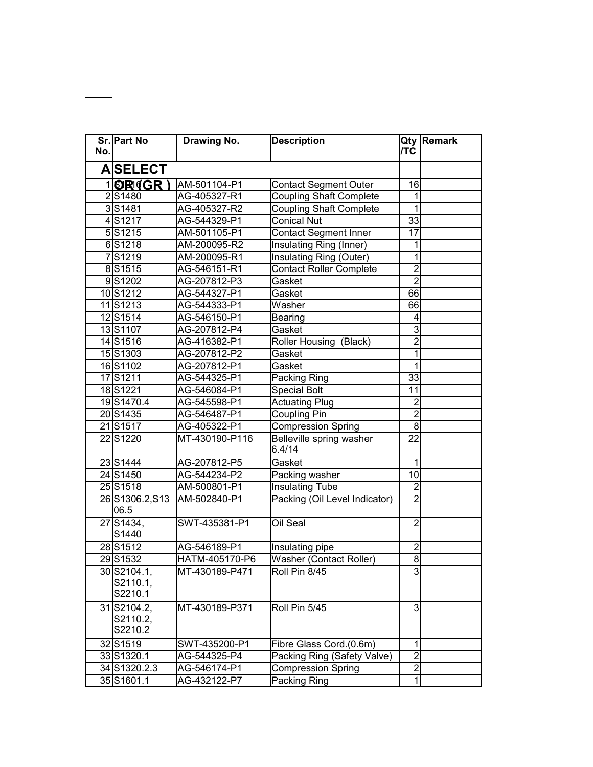| Sr. No. | Part No | Drawing No. | Description | Qty /TC | Remark |
|---|---|---|---|---|---|
| **A** | **SELECTOR (GR )** | | | | |
| 1 | S1216 | AM-501104-P1 | Contact Segment Outer | 16 | |
| 2 | S1480 | AG-405327-R1 | Coupling Shaft Complete | 1 | |
| 3 | S1481 | AG-405327-R2 | Coupling Shaft Complete | 1 | |
| 4 | S1217 | AG-544329-P1 | Conical Nut | 33 | |
| 5 | S1215 | AM-501105-P1 | Contact Segment Inner | 17 | |
| 6 | S1218 | AM-200095-R2 | Insulating Ring (Inner) | 1 | |
| 7 | S1219 | AM-200095-R1 | Insulating Ring (Outer) | 1 | |
| 8 | S1515 | AG-546151-R1 | Contact Roller Complete | 2 | |
| 9 | S1202 | AG-207812-P3 | Gasket | 2 | |
| 10 | S1212 | AG-544327-P1 | Gasket | 66 | |
| 11 | S1213 | AG-544333-P1 | Washer | 66 | |
| 12 | S1514 | AG-546150-P1 | Bearing | 4 | |
| 13 | S1107 | AG-207812-P4 | Gasket | 3 | |
| 14 | S1516 | AG-416382-P1 | Roller Housing (Black) | 2 | |
| 15 | S1303 | AG-207812-P2 | Gasket | 1 | |
| 16 | S1102 | AG-207812-P1 | Gasket | 1 | |
| 17 | S1211 | AG-544325-P1 | Packing Ring | 33 | |
| 18 | S1221 | AG-546084-P1 | Special Bolt | 11 | |
| 19 | S1470.4 | AG-545598-P1 | Actuating Plug | 2 | |
| 20 | S1435 | AG-546487-P1 | Coupling Pin | 2 | |
| 21 | S1517 | AG-405322-P1 | Compression Spring | 8 | |
| 22 | S1220 | MT-430190-P116 | Belleville spring washer 6.4/14 | 22 | |
| 23 | S1444 | AG-207812-P5 | Gasket | 1 | |
| 24 | S1450 | AG-544234-P2 | Packing washer | 10 | |
| 25 | S1518 | AM-500801-P1 | Insulating Tube | 2 | |
| 26 | S1306.2,S1306.5 | AM-502840-P1 | Packing (Oil Level Indicator) | 2 | |
| 27 | S1434, S1440 | SWT-435381-P1 | Oil Seal | 2 | |
| 28 | S1512 | AG-546189-P1 | Insulating pipe | 2 | |
| 29 | S1532 | HATM-405170-P6 | Washer (Contact Roller) | 8 | |
| 30 | S2104.1, S2110.1, S2210.1 | MT-430189-P471 | Roll Pin 8/45 | 3 | |
| 31 | S2104.2, S2110.2, S2210.2 | MT-430189-P371 | Roll Pin 5/45 | 3 | |
| 32 | S1519 | SWT-435200-P1 | Fibre Glass Cord.(0.6m) | 1 | |
| 33 | S1320.1 | AG-544325-P4 | Packing Ring (Safety Valve) | 2 | |
| 34 | S1320.2.3 | AG-546174-P1 | Compression Spring | 2 | |
| 35 | S1601.1 | AG-432122-P7 | Packing Ring | 1 | |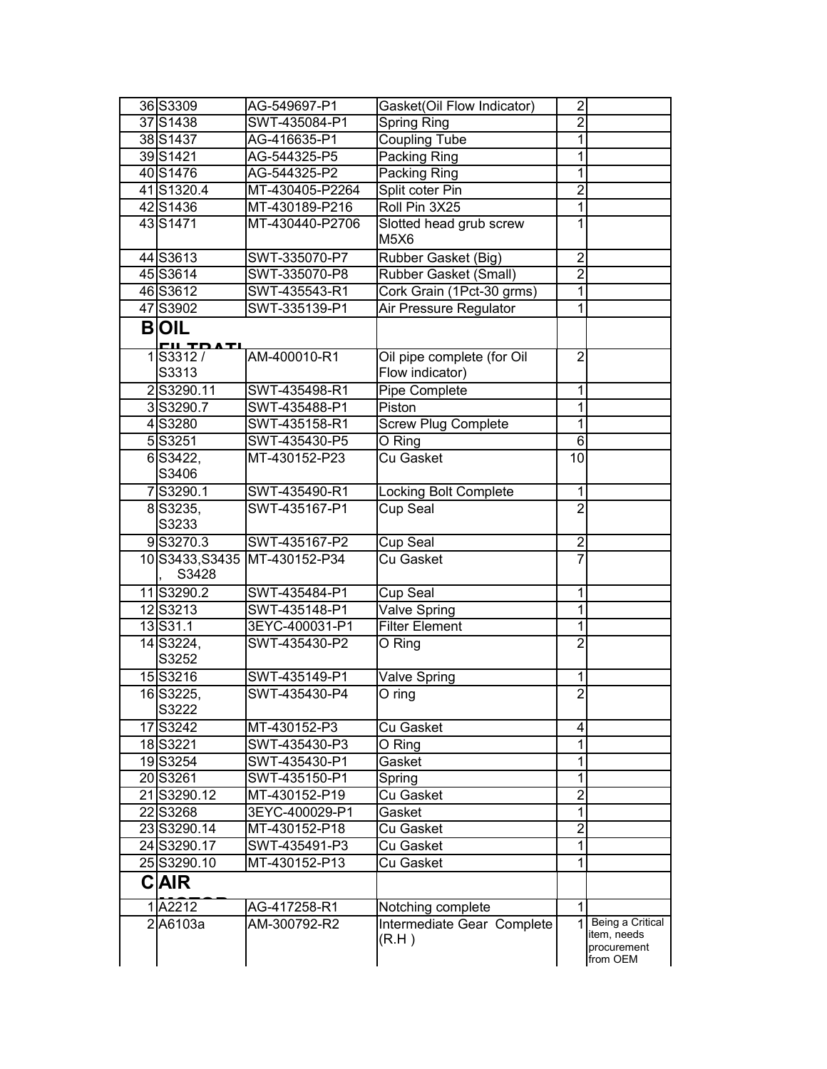| | | | | | |
|---|---|---|---|---|---|
| 36 | S3309 | AG-549697-P1 | Gasket(Oil Flow Indicator) | 2 | |
| 37 | S1438 | SWT-435084-P1 | Spring Ring | 2 | |
| 38 | S1437 | AG-416635-P1 | Coupling Tube | 1 | |
| 39 | S1421 | AG-544325-P5 | Packing Ring | 1 | |
| 40 | S1476 | AG-544325-P2 | Packing Ring | 1 | |
| 41 | S1320.4 | MT-430405-P2264 | Split coter Pin | 2 | |
| 42 | S1436 | MT-430189-P216 | Roll Pin 3X25 | 1 | |
| 43 | S1471 | MT-430440-P2706 | Slotted head grub screw M5X6 | 1 | |
| 44 | S3613 | SWT-335070-P7 | Rubber Gasket (Big) | 2 | |
| 45 | S3614 | SWT-335070-P8 | Rubber Gasket (Small) | 2 | |
| 46 | S3612 | SWT-435543-R1 | Cork Grain (1Pct-30 grms) | 1 | |
| 47 | S3902 | SWT-335139-P1 | Air Pressure Regulator | 1 | |
| **B** | **OIL FILTRATI** | | | | |
| 1 | S3312 / S3313 | AM-400010-R1 | Oil pipe complete (for Oil Flow indicator) | 2 | |
| 2 | S3290.11 | SWT-435498-R1 | Pipe Complete | 1 | |
| 3 | S3290.7 | SWT-435488-P1 | Piston | 1 | |
| 4 | S3280 | SWT-435158-R1 | Screw Plug Complete | 1 | |
| 5 | S3251 | SWT-435430-P5 | O Ring | 6 | |
| 6 | S3422, S3406 | MT-430152-P23 | Cu Gasket | 10 | |
| 7 | S3290.1 | SWT-435490-R1 | Locking Bolt Complete | 1 | |
| 8 | S3235, S3233 | SWT-435167-P1 | Cup Seal | 2 | |
| 9 | S3270.3 | SWT-435167-P2 | Cup Seal | 2 | |
| 10 | S3433,S3435, S3428 | MT-430152-P34 | Cu Gasket | 7 | |
| 11 | S3290.2 | SWT-435484-P1 | Cup Seal | 1 | |
| 12 | S3213 | SWT-435148-P1 | Valve Spring | 1 | |
| 13 | S31.1 | 3EYC-400031-P1 | Filter Element | 1 | |
| 14 | S3224, S3252 | SWT-435430-P2 | O Ring | 2 | |
| 15 | S3216 | SWT-435149-P1 | Valve Spring | 1 | |
| 16 | S3225, S3222 | SWT-435430-P4 | O ring | 2 | |
| 17 | S3242 | MT-430152-P3 | Cu Gasket | 4 | |
| 18 | S3221 | SWT-435430-P3 | O Ring | 1 | |
| 19 | S3254 | SWT-435430-P1 | Gasket | 1 | |
| 20 | S3261 | SWT-435150-P1 | Spring | 1 | |
| 21 | S3290.12 | MT-430152-P19 | Cu Gasket | 2 | |
| 22 | S3268 | 3EYC-400029-P1 | Gasket | 1 | |
| 23 | S3290.14 | MT-430152-P18 | Cu Gasket | 2 | |
| 24 | S3290.17 | SWT-435491-P3 | Cu Gasket | 1 | |
| 25 | S3290.10 | MT-430152-P13 | Cu Gasket | 1 | |
| **C** | **AIR MOTOR** | | | | |
| 1 | A2212 | AG-417258-R1 | Notching complete | 1 | |
| 2 | A6103a | AM-300792-R2 | Intermediate Gear Complete (R.H ) | 1 | Being a Critical item, needs procurement from OEM |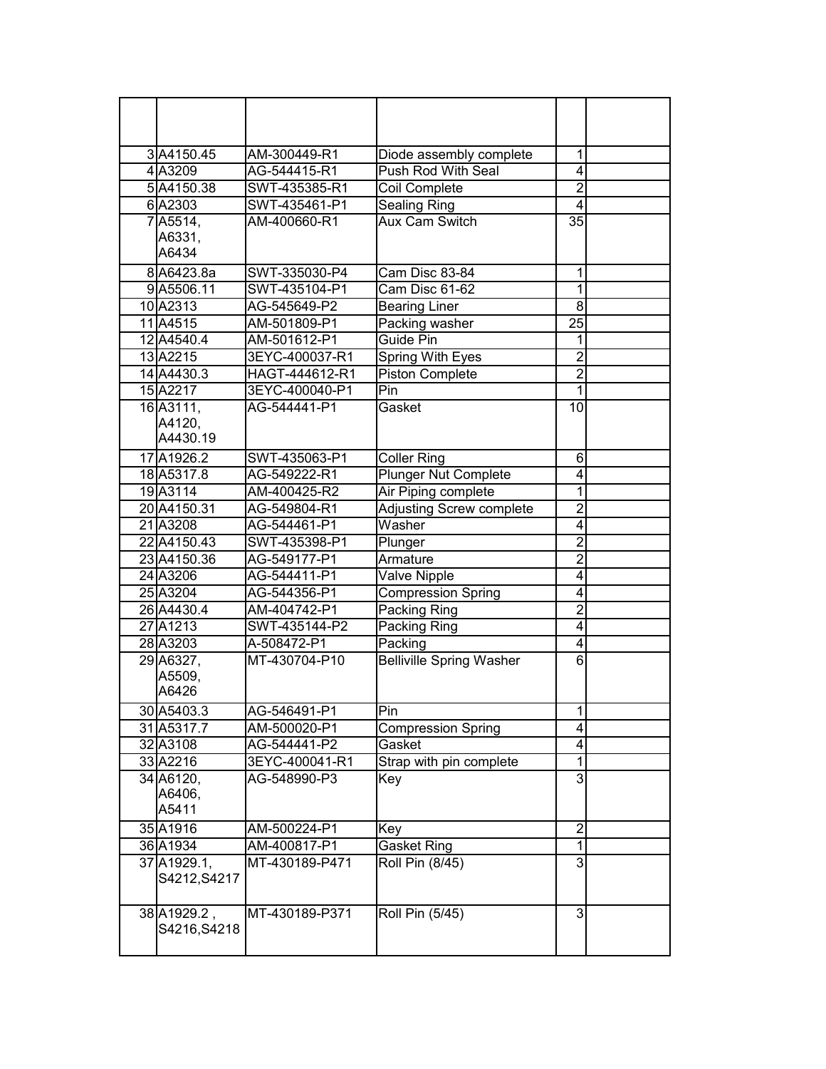| | | | | | |
|---|---|---|---|---|---|
| 3 | A4150.45 | AM-300449-R1 | Diode assembly complete | 1 | |
| 4 | A3209 | AG-544415-R1 | Push Rod With Seal | 4 | |
| 5 | A4150.38 | SWT-435385-R1 | Coil Complete | 2 | |
| 6 | A2303 | SWT-435461-P1 | Sealing Ring | 4 | |
| 7 | A5514, A6331, A6434 | AM-400660-R1 | Aux Cam Switch | 35 | |
| 8 | A6423.8a | SWT-335030-P4 | Cam Disc 83-84 | 1 | |
| 9 | A5506.11 | SWT-435104-P1 | Cam Disc 61-62 | 1 | |
| 10 | A2313 | AG-545649-P2 | Bearing Liner | 8 | |
| 11 | A4515 | AM-501809-P1 | Packing washer | 25 | |
| 12 | A4540.4 | AM-501612-P1 | Guide Pin | 1 | |
| 13 | A2215 | 3EYC-400037-R1 | Spring With Eyes | 2 | |
| 14 | A4430.3 | HAGT-444612-R1 | Piston Complete | 2 | |
| 15 | A2217 | 3EYC-400040-P1 | Pin | 1 | |
| 16 | A3111, A4120, A4430.19 | AG-544441-P1 | Gasket | 10 | |
| 17 | A1926.2 | SWT-435063-P1 | Coller Ring | 6 | |
| 18 | A5317.8 | AG-549222-R1 | Plunger Nut Complete | 4 | |
| 19 | A3114 | AM-400425-R2 | Air Piping complete | 1 | |
| 20 | A4150.31 | AG-549804-R1 | Adjusting Screw complete | 2 | |
| 21 | A3208 | AG-544461-P1 | Washer | 4 | |
| 22 | A4150.43 | SWT-435398-P1 | Plunger | 2 | |
| 23 | A4150.36 | AG-549177-P1 | Armature | 2 | |
| 24 | A3206 | AG-544411-P1 | Valve Nipple | 4 | |
| 25 | A3204 | AG-544356-P1 | Compression Spring | 4 | |
| 26 | A4430.4 | AM-404742-P1 | Packing Ring | 2 | |
| 27 | A1213 | SWT-435144-P2 | Packing Ring | 4 | |
| 28 | A3203 | A-508472-P1 | Packing | 4 | |
| 29 | A6327, A5509, A6426 | MT-430704-P10 | Belliville Spring Washer | 6 | |
| 30 | A5403.3 | AG-546491-P1 | Pin | 1 | |
| 31 | A5317.7 | AM-500020-P1 | Compression Spring | 4 | |
| 32 | A3108 | AG-544441-P2 | Gasket | 4 | |
| 33 | A2216 | 3EYC-400041-R1 | Strap with pin complete | 1 | |
| 34 | A6120, A6406, A5411 | AG-548990-P3 | Key | 3 | |
| 35 | A1916 | AM-500224-P1 | Key | 2 | |
| 36 | A1934 | AM-400817-P1 | Gasket Ring | 1 | |
| 37 | A1929.1, S4212,S4217 | MT-430189-P471 | Roll Pin (8/45) | 3 | |
| 38 | A1929.2 , S4216,S4218 | MT-430189-P371 | Roll Pin (5/45) | 3 | |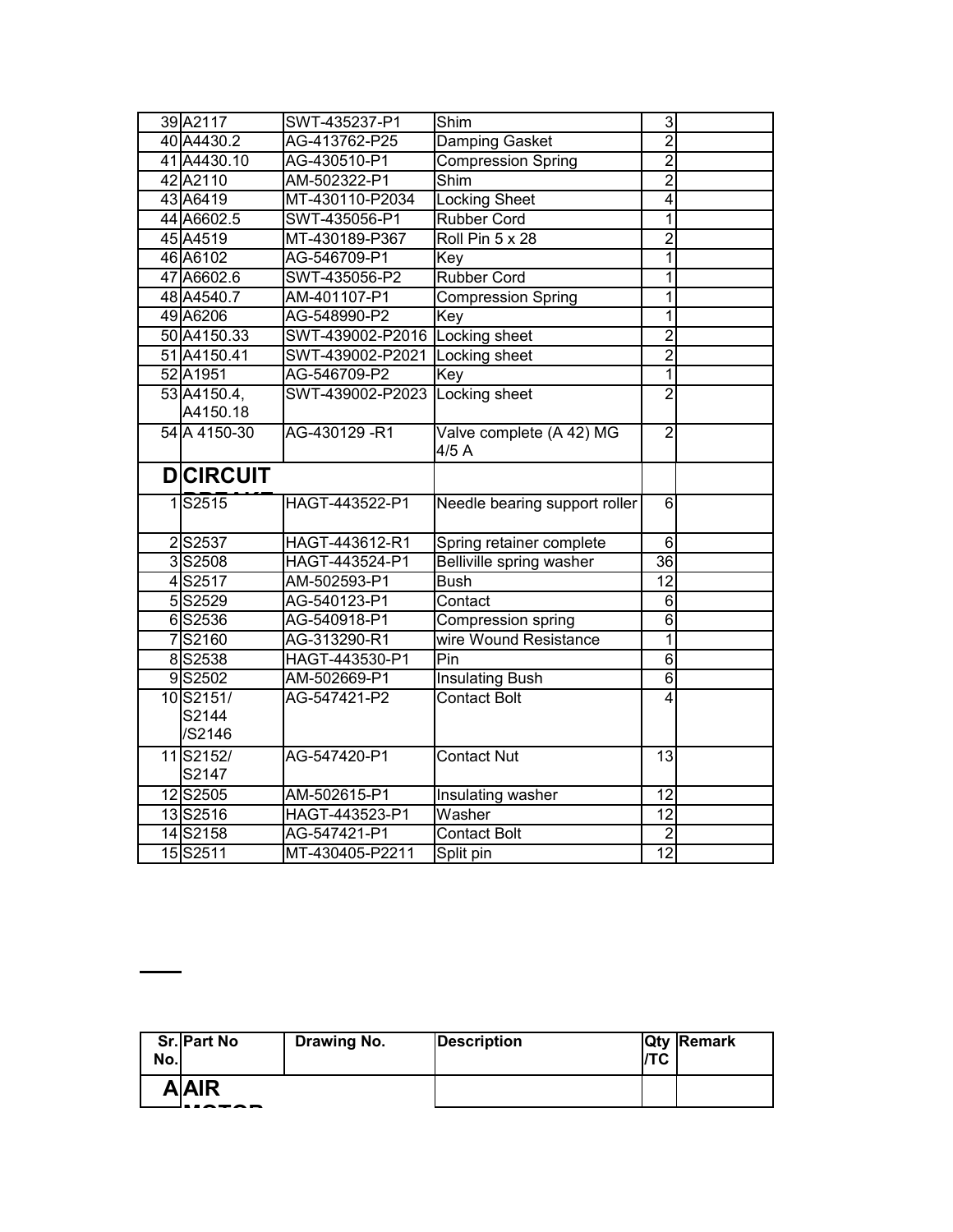| | | | | | |
|---|---|---|---|---|---|
| 39 | A2117 | SWT-435237-P1 | Shim | 3 | |
| 40 | A4430.2 | AG-413762-P25 | Damping Gasket | 2 | |
| 41 | A4430.10 | AG-430510-P1 | Compression Spring | 2 | |
| 42 | A2110 | AM-502322-P1 | Shim | 2 | |
| 43 | A6419 | MT-430110-P2034 | Locking Sheet | 4 | |
| 44 | A6602.5 | SWT-435056-P1 | Rubber Cord | 1 | |
| 45 | A4519 | MT-430189-P367 | Roll Pin 5 x 28 | 2 | |
| 46 | A6102 | AG-546709-P1 | Key | 1 | |
| 47 | A6602.6 | SWT-435056-P2 | Rubber Cord | 1 | |
| 48 | A4540.7 | AM-401107-P1 | Compression Spring | 1 | |
| 49 | A6206 | AG-548990-P2 | Key | 1 | |
| 50 | A4150.33 | SWT-439002-P2016 | Locking sheet | 2 | |
| 51 | A4150.41 | SWT-439002-P2021 | Locking sheet | 2 | |
| 52 | A1951 | AG-546709-P2 | Key | 1 | |
| 53 | A4150.4, A4150.18 | SWT-439002-P2023 | Locking sheet | 2 | |
| 54 | A 4150-30 | AG-430129 -R1 | Valve complete (A 42) MG 4/5 A | 2 | |
| **D** | **CIRCUIT BREAKER** | | | | |
| 1 | S2515 | HAGT-443522-P1 | Needle bearing support roller | 6 | |
| 2 | S2537 | HAGT-443612-R1 | Spring retainer complete | 6 | |
| 3 | S2508 | HAGT-443524-P1 | Belliville spring washer | 36 | |
| 4 | S2517 | AM-502593-P1 | Bush | 12 | |
| 5 | S2529 | AG-540123-P1 | Contact | 6 | |
| 6 | S2536 | AG-540918-P1 | Compression spring | 6 | |
| 7 | S2160 | AG-313290-R1 | wire Wound Resistance | 1 | |
| 8 | S2538 | HAGT-443530-P1 | Pin | 6 | |
| 9 | S2502 | AM-502669-P1 | Insulating Bush | 6 | |
| 10 | S2151/ S2144 /S2146 | AG-547421-P2 | Contact Bolt | 4 | |
| 11 | S2152/ S2147 | AG-547420-P1 | Contact Nut | 13 | |
| 12 | S2505 | AM-502615-P1 | Insulating washer | 12 | |
| 13 | S2516 | HAGT-443523-P1 | Washer | 12 | |
| 14 | S2158 | AG-547421-P1 | Contact Bolt | 2 | |
| 15 | S2511 | MT-430405-P2211 | Split pin | 12 | |

| Sr. No. | Part No | Drawing No. | Description | Qty /TC | Remark |
|---|---|---|---|---|---|
| **A** | **AIR MOTOR** | | | | |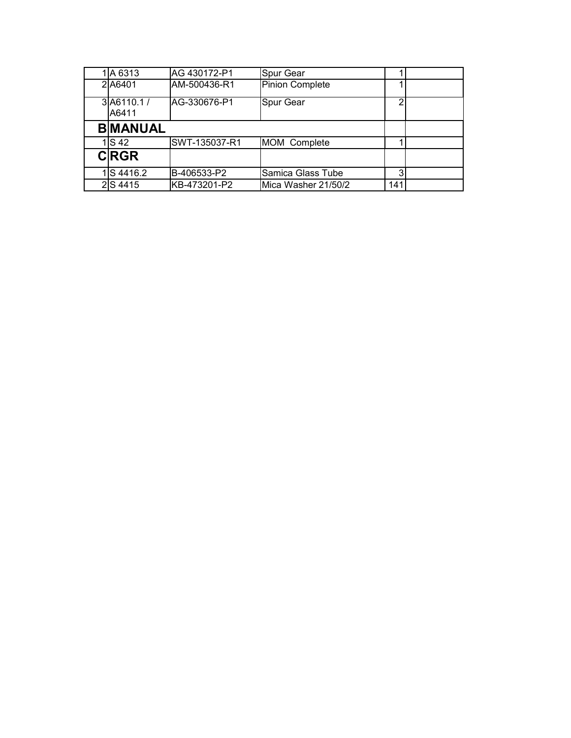| | | | | | |
|---|---|---|---|---|---|
| 1 | A 6313 | AG 430172-P1 | Spur Gear | 1 | |
| 2 | A6401 | AM-500436-R1 | Pinion Complete | 1 | |
| 3 | A6110.1 / A6411 | AG-330676-P1 | Spur Gear | 2 | |
| **B** | **MANUAL** | | | | |
| 1 | S 42 | SWT-135037-R1 | MOM Complete | 1 | |
| **C** | **RGR** | | | | |
| 1 | S 4416.2 | B-406533-P2 | Samica Glass Tube | 3 | |
| 2 | S 4415 | KB-473201-P2 | Mica Washer 21/50/2 | 141 | |